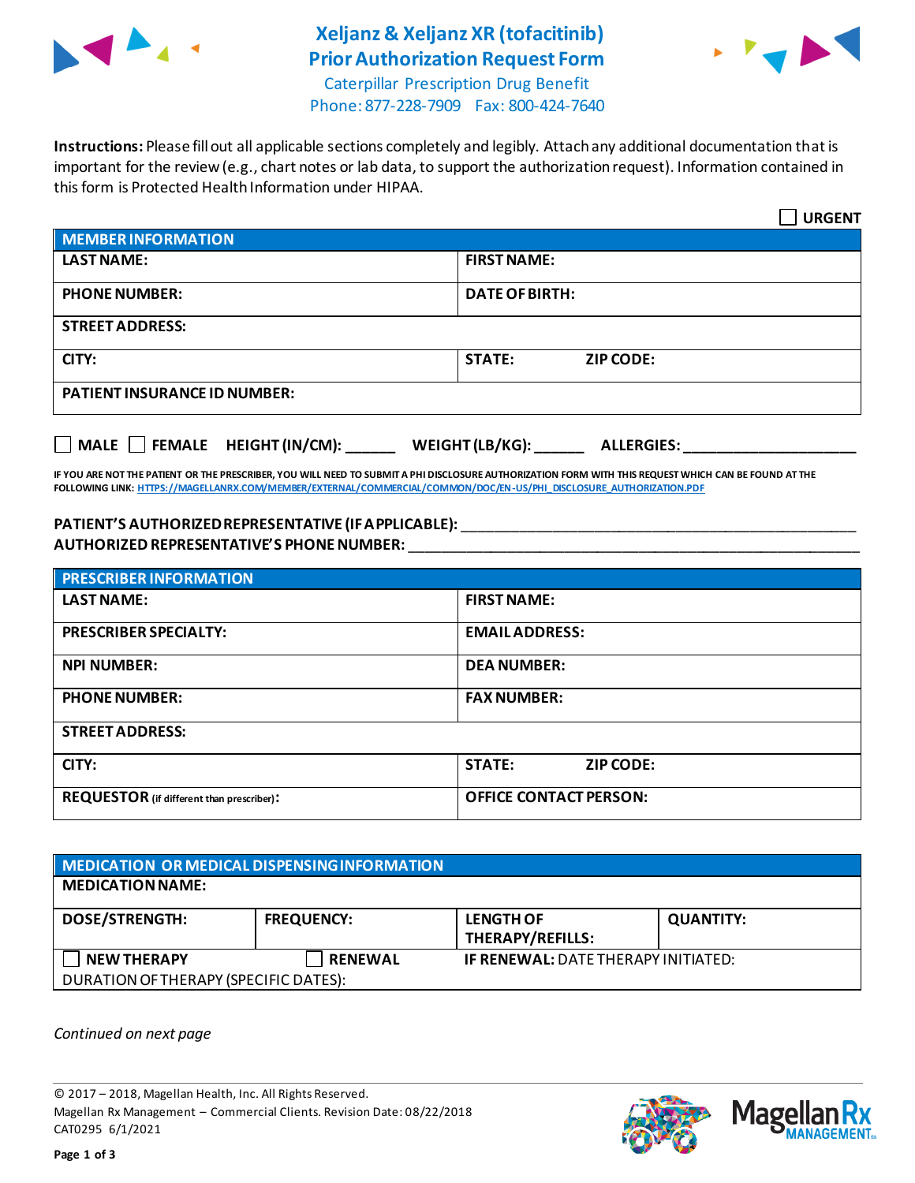# Xeljanz & Xeljanz XR (tofacitinib) Prior Authorization Request Form

Caterpillar Prescription Drug Benefit
Phone: 877-228-7909 Fax: 800-424-7640

**Instructions:** Please fill out all applicable sections completely and legibly. Attach any additional documentation that is important for the review (e.g., chart notes or lab data, to support the authorization request). Information contained in this form is Protected Health Information under HIPAA.

☐ **URGENT**

| MEMBER INFORMATION | | |
|---|---|---|
| **LAST NAME:** | **FIRST NAME:** | |
| **PHONE NUMBER:** | **DATE OF BIRTH:** | |
| **STREET ADDRESS:** | | |
| **CITY:** | **STATE:** | **ZIP CODE:** |
| **PATIENT INSURANCE ID NUMBER:** | | |

☐ **MALE** ☐ **FEMALE** **HEIGHT (IN/CM):** ______ **WEIGHT (LB/KG):** ______ **ALLERGIES:** ____________________

**IF YOU ARE NOT THE PATIENT OR THE PRESCRIBER, YOU WILL NEED TO SUBMIT A PHI DISCLOSURE AUTHORIZATION FORM WITH THIS REQUEST WHICH CAN BE FOUND AT THE FOLLOWING LINK: HTTPS://MAGELLANRX.COM/MEMBER/EXTERNAL/COMMERCIAL/COMMON/DOC/EN-US/PHI_DISCLOSURE_AUTHORIZATION.PDF**

**PATIENT'S AUTHORIZED REPRESENTATIVE (IF APPLICABLE):** ____________________________________________
**AUTHORIZED REPRESENTATIVE'S PHONE NUMBER:** ____________________________________________

| PRESCRIBER INFORMATION | | |
|---|---|---|
| **LAST NAME:** | **FIRST NAME:** | |
| **PRESCRIBER SPECIALTY:** | **EMAIL ADDRESS:** | |
| **NPI NUMBER:** | **DEA NUMBER:** | |
| **PHONE NUMBER:** | **FAX NUMBER:** | |
| **STREET ADDRESS:** | | |
| **CITY:** | **STATE:** | **ZIP CODE:** |
| **REQUESTOR** (if different than prescriber)**:** | **OFFICE CONTACT PERSON:** | |

| MEDICATION OR MEDICAL DISPENSING INFORMATION | | | |
|---|---|---|---|
| **MEDICATION NAME:** | | | |
| **DOSE/STRENGTH:** | **FREQUENCY:** | **LENGTH OF THERAPY/REFILLS:** | **QUANTITY:** |
| ☐ **NEW THERAPY** | ☐ **RENEWAL** | **IF RENEWAL:** DATE THERAPY INITIATED: | |
| DURATION OF THERAPY (SPECIFIC DATES): | | | |

*Continued on next page*

© 2017 – 2018, Magellan Health, Inc. All Rights Reserved.
Magellan Rx Management – Commercial Clients. Revision Date: 08/22/2018
CAT0295 6/1/2021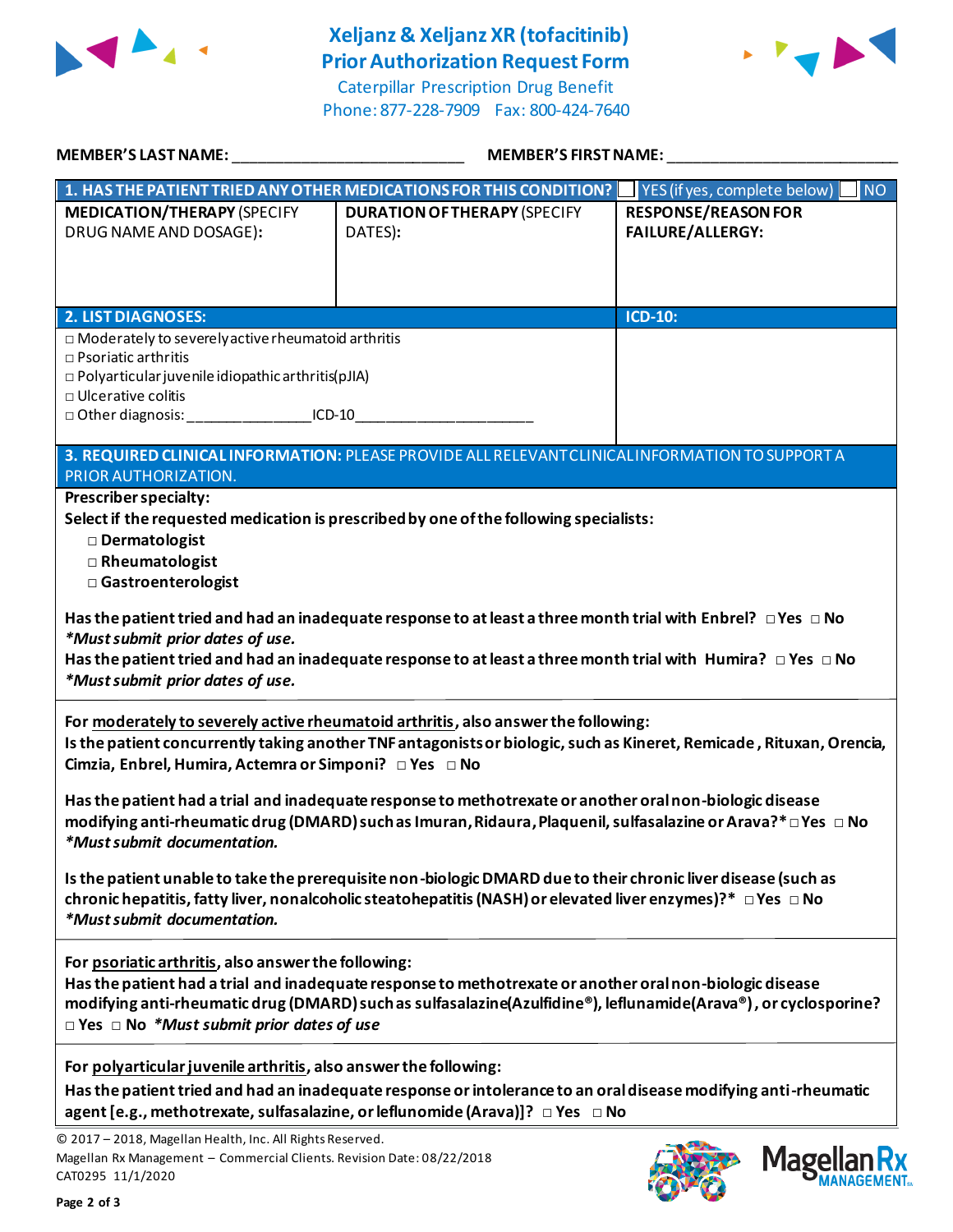# Xeljanz & Xeljanz XR (tofacitinib) Prior Authorization Request Form

Caterpillar Prescription Drug Benefit
Phone: 877-228-7909 Fax: 800-424-7640

**MEMBER'S LAST NAME:** ___________________________ **MEMBER'S FIRST NAME:** ___________________________

| **1. HAS THE PATIENT TRIED ANY OTHER MEDICATIONS FOR THIS CONDITION?** | | ☐ YES (if yes, complete below) ☐ NO |
|---|---|---|
| **MEDICATION/THERAPY** (SPECIFY DRUG NAME AND DOSAGE): | **DURATION OF THERAPY** (SPECIFY DATES): | **RESPONSE/REASON FOR FAILURE/ALLERGY:** |
| | | |

| **2. LIST DIAGNOSES:** | **ICD-10:** |
|---|---|
| □ Moderately to severely active rheumatoid arthritis<br>□ Psoriatic arthritis<br>□ Polyarticular juvenile idiopathic arthritis (pJIA)<br>□ Ulcerative colitis<br>□ Other diagnosis: _______________ICD-10_____________________ | |

**3. REQUIRED CLINICAL INFORMATION:** PLEASE PROVIDE ALL RELEVANT CLINICAL INFORMATION TO SUPPORT A PRIOR AUTHORIZATION.

**Prescriber specialty:**

**Select if the requested medication is prescribed by one of the following specialists:**

- □ **Dermatologist**
- □ **Rheumatologist**
- □ **Gastroenterologist**

**Has the patient tried and had an inadequate response to at least a three month trial with Enbrel?** □ **Yes** □ **No**
***Must submit prior dates of use.***

**Has the patient tried and had an inadequate response to at least a three month trial with Humira?** □ **Yes** □ **No**
***Must submit prior dates of use.***

**For moderately to severely active rheumatoid arthritis, also answer the following:**

**Is the patient concurrently taking another TNF antagonists or biologic, such as Kineret, Remicade, Rituxan, Orencia, Cimzia, Enbrel, Humira, Actemra or Simponi?** □ **Yes** □ **No**

**Has the patient had a trial and inadequate response to methotrexate or another oral non-biologic disease modifying anti-rheumatic drug (DMARD) such as Imuran, Ridaura, Plaquenil, sulfasalazine or Arava?*** □ **Yes** □ **No**
***Must submit documentation.***

**Is the patient unable to take the prerequisite non-biologic DMARD due to their chronic liver disease (such as chronic hepatitis, fatty liver, nonalcoholic steatohepatitis (NASH) or elevated liver enzymes)?*** □ **Yes** □ **No**
***Must submit documentation.***

**For psoriatic arthritis, also answer the following:**

**Has the patient had a trial and inadequate response to methotrexate or another oral non-biologic disease modifying anti-rheumatic drug (DMARD) such as sulfasalazine (Azulfidine®), leflunomide (Arava®), or cyclosporine?**
□ **Yes** □ **No** ***Must submit prior dates of use***

**For polyarticular juvenile arthritis, also answer the following:**

**Has the patient tried and had an inadequate response or intolerance to an oral disease modifying anti-rheumatic agent [e.g., methotrexate, sulfasalazine, or leflunomide (Arava)]?** □ **Yes** □ **No**

© 2017 – 2018, Magellan Health, Inc. All Rights Reserved.
Magellan Rx Management – Commercial Clients. Revision Date: 08/22/2018
CAT0295 11/1/2020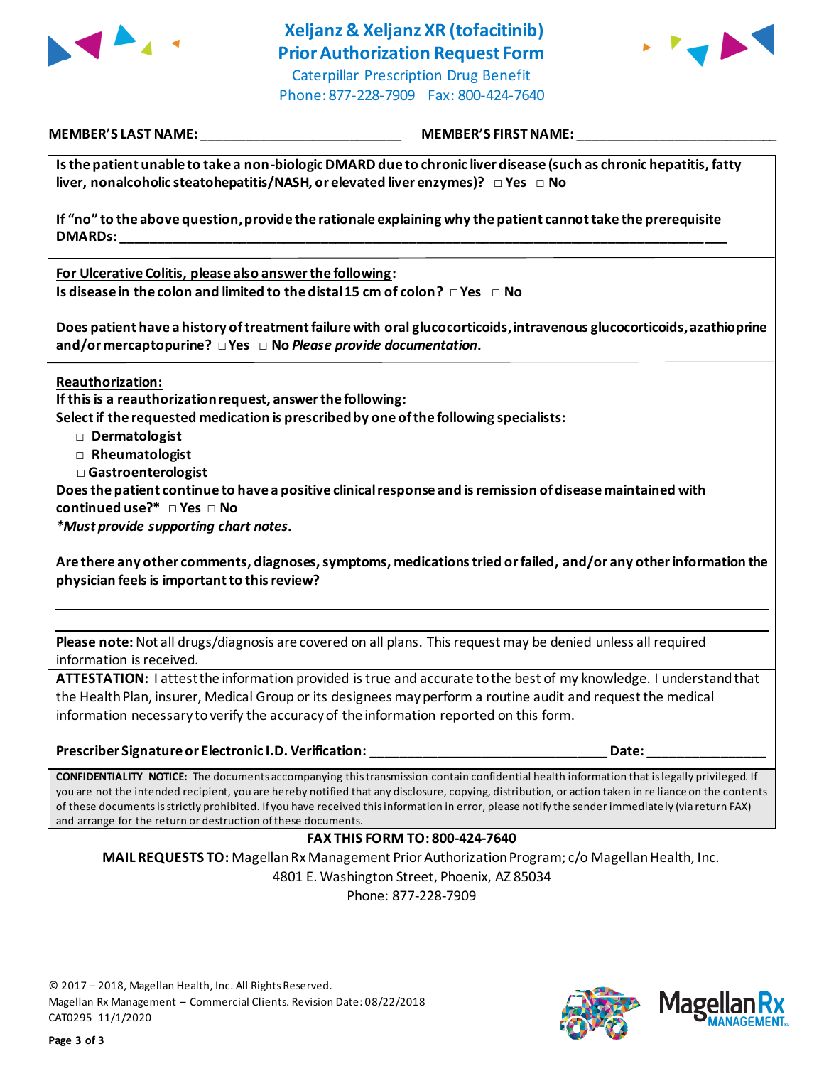# Xeljanz & Xeljanz XR (tofacitinib)
## Prior Authorization Request Form

Caterpillar Prescription Drug Benefit
Phone: 877-228-7909 Fax: 800-424-7640

**MEMBER'S LAST NAME:** ___________________________ **MEMBER'S FIRST NAME:** ___________________________

**Is the patient unable to take a non-biologic DMARD due to chronic liver disease (such as chronic hepatitis, fatty liver, nonalcoholic steatohepatitis/NASH, or elevated liver enzymes)?** □ Yes □ No

**If "no" to the above question, provide the rationale explaining why the patient cannot take the prerequisite DMARDs:** ___________________________________________________________________________

**For Ulcerative Colitis, please also answer the following:**
**Is disease in the colon and limited to the distal 15 cm of colon?** □ Yes □ No

**Does patient have a history of treatment failure with oral glucocorticoids, intravenous glucocorticoids, azathioprine and/or mercaptopurine?** □ Yes □ No ***Please provide documentation*.**

**Reauthorization:**
**If this is a reauthorization request, answer the following:**
**Select if the requested medication is prescribed by one of the following specialists:**

- □ **Dermatologist**
- □ **Rheumatologist**
- □ **Gastroenterologist**

**Does the patient continue to have a positive clinical response and is remission of disease maintained with continued use?*** □ Yes □ No
***\*Must provide supporting chart notes.***

**Are there any other comments, diagnoses, symptoms, medications tried or failed, and/or any other information the physician feels is important to this review?**

___________________________________________________________________________

**Please note:** Not all drugs/diagnosis are covered on all plans. This request may be denied unless all required information is received.

**ATTESTATION:** I attest the information provided is true and accurate to the best of my knowledge. I understand that the Health Plan, insurer, Medical Group or its designees may perform a routine audit and request the medical information necessary to verify the accuracy of the information reported on this form.

**Prescriber Signature or Electronic I.D. Verification:** ________________________________ **Date:** ________________

**CONFIDENTIALITY NOTICE:** The documents accompanying this transmission contain confidential health information that is legally privileged. If you are not the intended recipient, you are hereby notified that any disclosure, copying, distribution, or action taken in reliance on the contents of these documents is strictly prohibited. If you have received this information in error, please notify the sender immediately (via return FAX) and arrange for the return or destruction of these documents.

**FAX THIS FORM TO: 800-424-7640**

**MAIL REQUESTS TO:** Magellan Rx Management Prior Authorization Program; c/o Magellan Health, Inc.
4801 E. Washington Street, Phoenix, AZ 85034
Phone: 877-228-7909

© 2017 – 2018, Magellan Health, Inc. All Rights Reserved.
Magellan Rx Management – Commercial Clients. Revision Date: 08/22/2018
CAT0295 11/1/2020